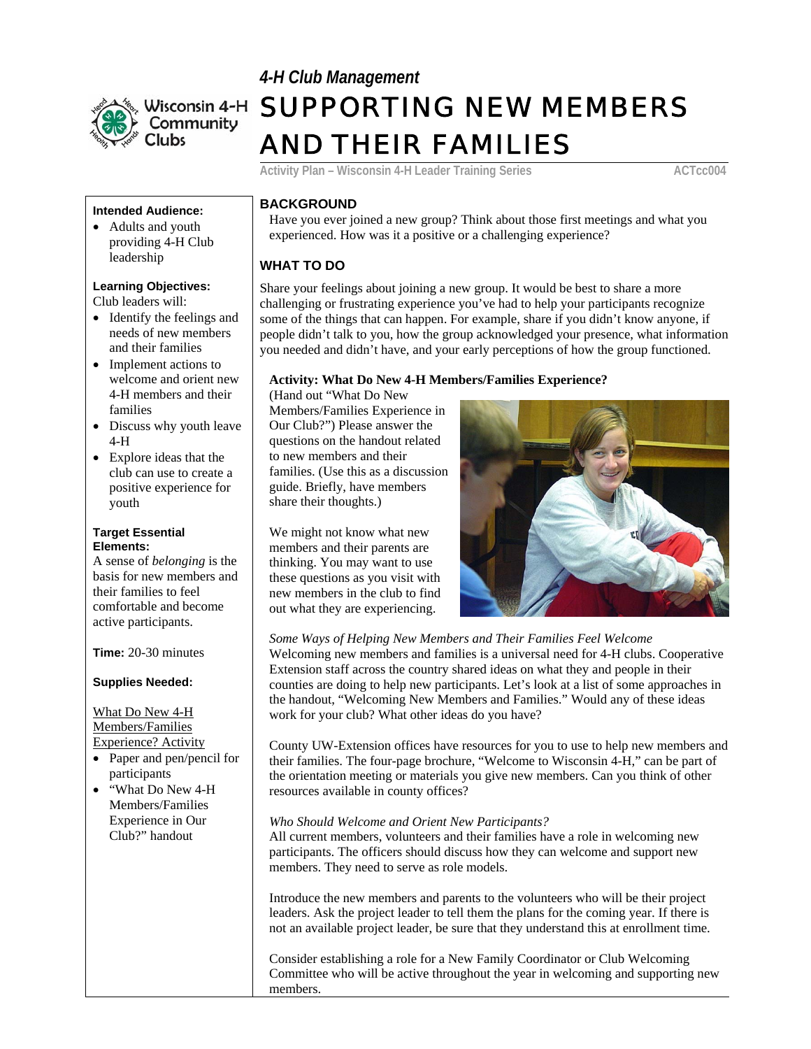*4-H Club Management*

# SUPPORTING NEW MEMBERS AND THEIR FAMILIES

Activity Plan – Wisconsin 4-H Leader Training Series ACTcc004

**Intended Audience:**

- Adults and youth providing 4-H Club leadership

**Learning Objectives:**

Club leaders will:

- Identify the feelings and needs of new members and their families
- Implement actions to welcome and orient new 4-H members and their families
- Discuss why youth leave 4-H
- Explore ideas that the club can use to create a positive experience for youth

**Target Essential Elements:**

A sense of *belonging* is the basis for new members and their families to feel comfortable and become active participants.

**Time:** 20-30 minutes

**Supplies Needed:**

What Do New 4-H Members/Families Experience? Activity

- Paper and pen/pencil for participants
- "What Do New 4-H Members/Families Experience in Our Club?" handout

## BACKGROUND

Have you ever joined a new group? Think about those first meetings and what you experienced. How was it a positive or a challenging experience?

## WHAT TO DO

Share your feelings about joining a new group. It would be best to share a more challenging or frustrating experience you've had to help your participants recognize some of the things that can happen. For example, share if you didn't know anyone, if people didn't talk to you, how the group acknowledged your presence, what information you needed and didn't have, and your early perceptions of how the group functioned.

**Activity: What Do New 4-H Members/Families Experience?**

(Hand out "What Do New Members/Families Experience in Our Club?") Please answer the questions on the handout related to new members and their families. (Use this as a discussion guide. Briefly, have members share their thoughts.)

We might not know what new members and their parents are thinking. You may want to use these questions as you visit with new members in the club to find out what they are experiencing.

*Some Ways of Helping New Members and Their Families Feel Welcome*

Welcoming new members and families is a universal need for 4-H clubs. Cooperative Extension staff across the country shared ideas on what they and people in their counties are doing to help new participants. Let's look at a list of some approaches in the handout, "Welcoming New Members and Families." Would any of these ideas work for your club? What other ideas do you have?

County UW-Extension offices have resources for you to use to help new members and their families. The four-page brochure, "Welcome to Wisconsin 4-H," can be part of the orientation meeting or materials you give new members. Can you think of other resources available in county offices?

*Who Should Welcome and Orient New Participants?*

All current members, volunteers and their families have a role in welcoming new participants. The officers should discuss how they can welcome and support new members. They need to serve as role models.

Introduce the new members and parents to the volunteers who will be their project leaders. Ask the project leader to tell them the plans for the coming year. If there is not an available project leader, be sure that they understand this at enrollment time.

Consider establishing a role for a New Family Coordinator or Club Welcoming Committee who will be active throughout the year in welcoming and supporting new members.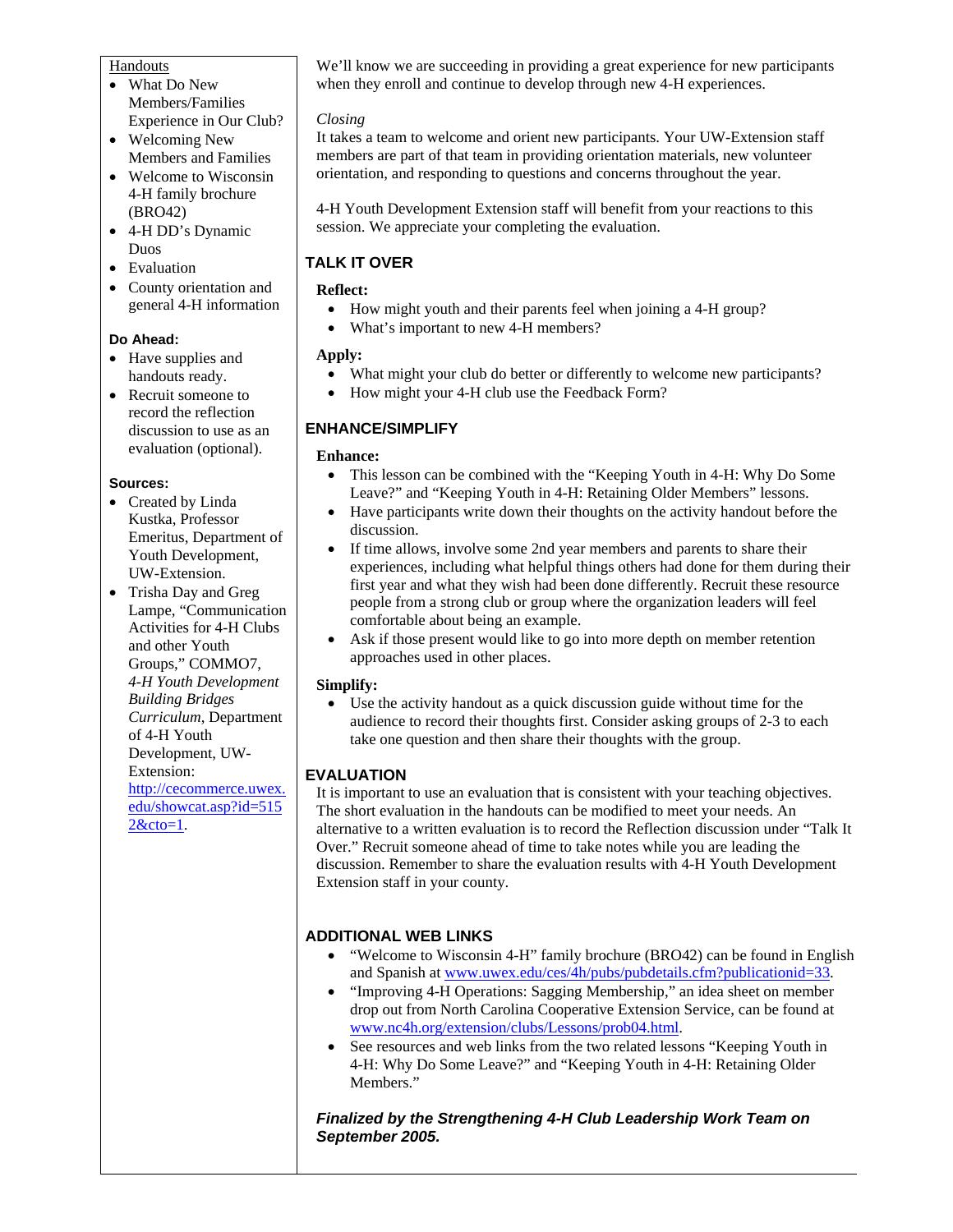Handouts

- What Do New Members/Families Experience in Our Club?
- Welcoming New Members and Families
- Welcome to Wisconsin 4-H family brochure (BRO42)
- 4-H DD's Dynamic Duos
- Evaluation
- County orientation and general 4-H information

**Do Ahead:**

- Have supplies and handouts ready.
- Recruit someone to record the reflection discussion to use as an evaluation (optional).

**Sources:**

- Created by Linda Kustka, Professor Emeritus, Department of Youth Development, UW-Extension.
- Trisha Day and Greg Lampe, "Communication Activities for 4-H Clubs and other Youth Groups," COMMO7, *4-H Youth Development Building Bridges Curriculum*, Department of 4-H Youth Development, UW-Extension: http://cecommerce.uwex.edu/showcat.asp?id=5152&cto=1.

We'll know we are succeeding in providing a great experience for new participants when they enroll and continue to develop through new 4-H experiences.

*Closing*

It takes a team to welcome and orient new participants. Your UW-Extension staff members are part of that team in providing orientation materials, new volunteer orientation, and responding to questions and concerns throughout the year.

4-H Youth Development Extension staff will benefit from your reactions to this session. We appreciate your completing the evaluation.

## TALK IT OVER

**Reflect:**

- How might youth and their parents feel when joining a 4-H group?
- What's important to new 4-H members?

**Apply:**

- What might your club do better or differently to welcome new participants?
- How might your 4-H club use the Feedback Form?

## ENHANCE/SIMPLIFY

**Enhance:**

- This lesson can be combined with the "Keeping Youth in 4-H: Why Do Some Leave?" and "Keeping Youth in 4-H: Retaining Older Members" lessons.
- Have participants write down their thoughts on the activity handout before the discussion.
- If time allows, involve some 2nd year members and parents to share their experiences, including what helpful things others had done for them during their first year and what they wish had been done differently. Recruit these resource people from a strong club or group where the organization leaders will feel comfortable about being an example.
- Ask if those present would like to go into more depth on member retention approaches used in other places.

**Simplify:**

- Use the activity handout as a quick discussion guide without time for the audience to record their thoughts first. Consider asking groups of 2-3 to each take one question and then share their thoughts with the group.

## EVALUATION

It is important to use an evaluation that is consistent with your teaching objectives. The short evaluation in the handouts can be modified to meet your needs. An alternative to a written evaluation is to record the Reflection discussion under "Talk It Over." Recruit someone ahead of time to take notes while you are leading the discussion. Remember to share the evaluation results with 4-H Youth Development Extension staff in your county.

## ADDITIONAL WEB LINKS

- "Welcome to Wisconsin 4-H" family brochure (BRO42) can be found in English and Spanish at www.uwex.edu/ces/4h/pubs/pubdetails.cfm?publicationid=33.
- "Improving 4-H Operations: Sagging Membership," an idea sheet on member drop out from North Carolina Cooperative Extension Service, can be found at www.nc4h.org/extension/clubs/Lessons/prob04.html.
- See resources and web links from the two related lessons "Keeping Youth in 4-H: Why Do Some Leave?" and "Keeping Youth in 4-H: Retaining Older Members."

***Finalized by the Strengthening 4-H Club Leadership Work Team on September 2005.***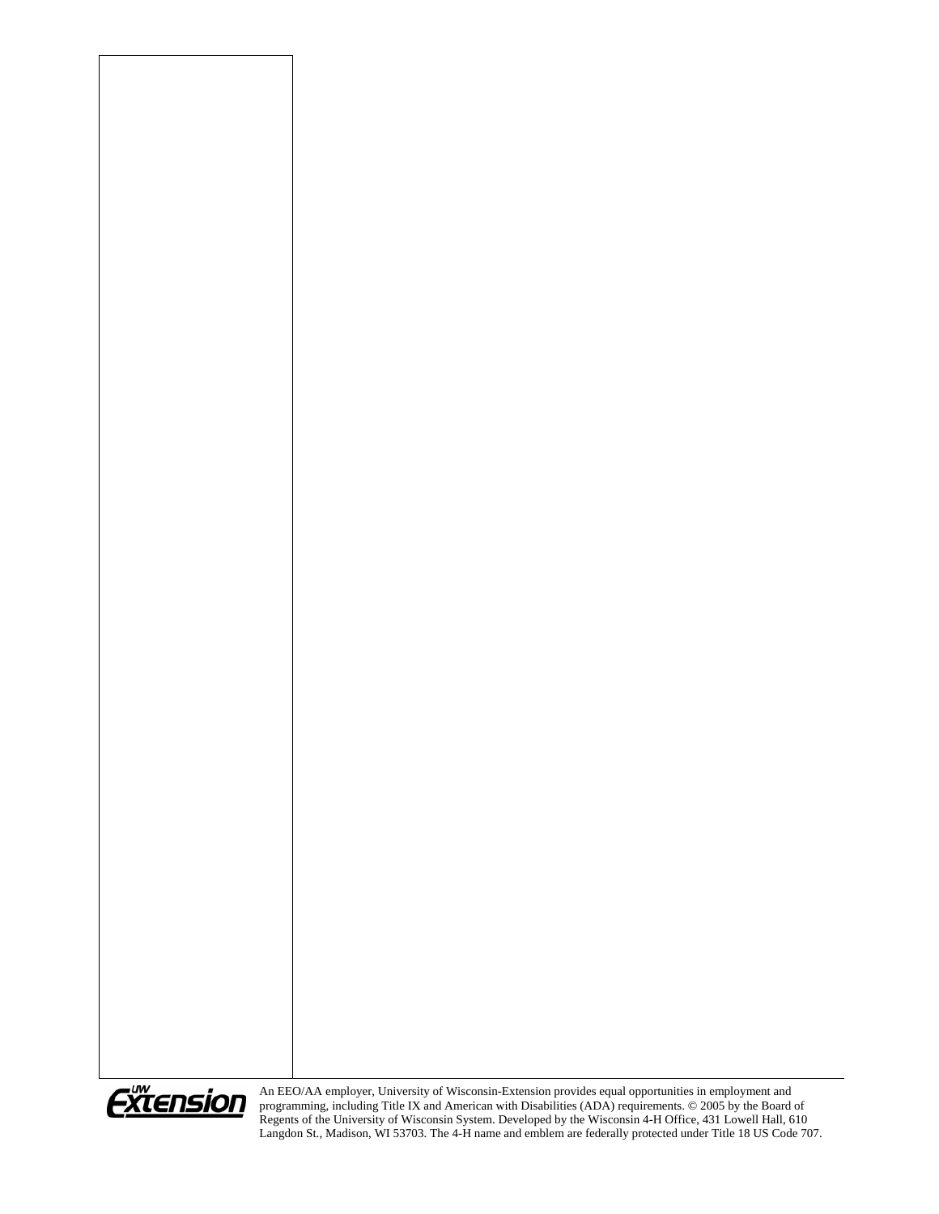An EEO/AA employer, University of Wisconsin-Extension provides equal opportunities in employment and programming, including Title IX and American with Disabilities (ADA) requirements. © 2005 by the Board of Regents of the University of Wisconsin System. Developed by the Wisconsin 4-H Office, 431 Lowell Hall, 610 Langdon St., Madison, WI 53703. The 4-H name and emblem are federally protected under Title 18 US Code 707.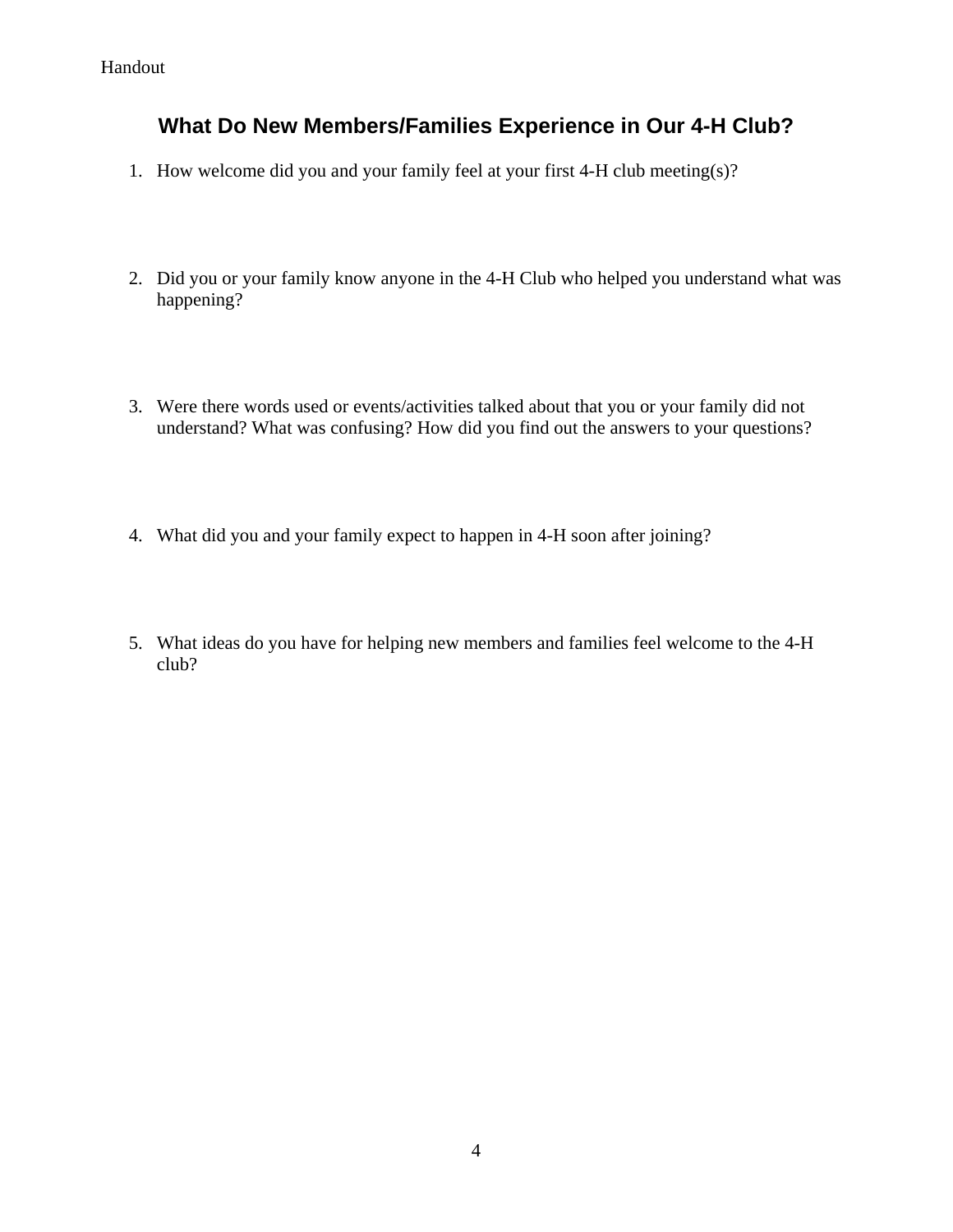Handout

## What Do New Members/Families Experience in Our 4-H Club?

1. How welcome did you and your family feel at your first 4-H club meeting(s)?

2. Did you or your family know anyone in the 4-H Club who helped you understand what was happening?

3. Were there words used or events/activities talked about that you or your family did not understand? What was confusing? How did you find out the answers to your questions?

4. What did you and your family expect to happen in 4-H soon after joining?

5. What ideas do you have for helping new members and families feel welcome to the 4-H club?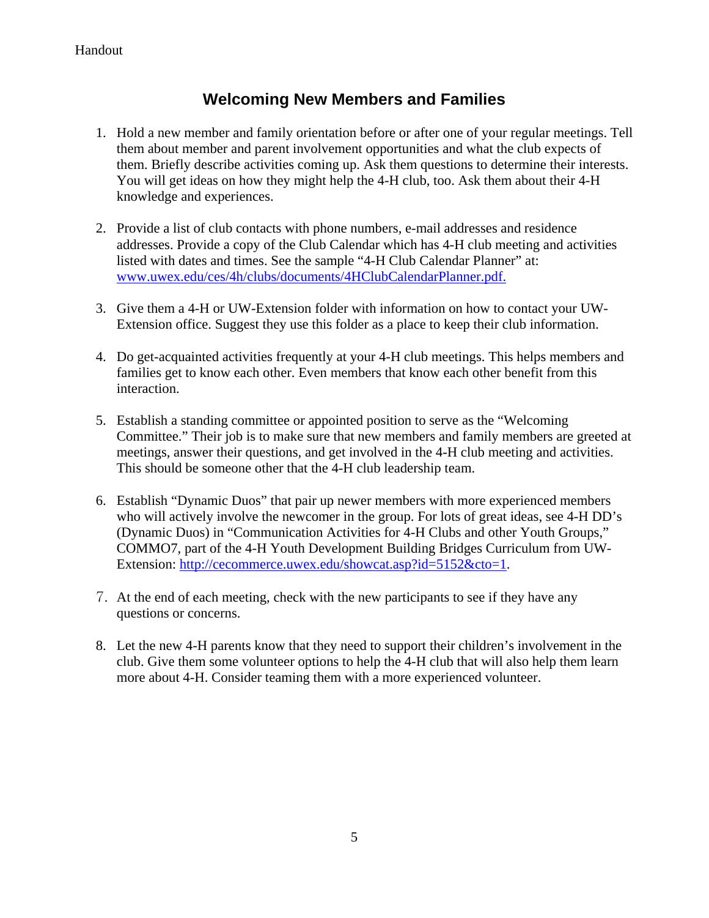Handout

# Welcoming New Members and Families

1. Hold a new member and family orientation before or after one of your regular meetings. Tell them about member and parent involvement opportunities and what the club expects of them. Briefly describe activities coming up. Ask them questions to determine their interests. You will get ideas on how they might help the 4-H club, too. Ask them about their 4-H knowledge and experiences.

2. Provide a list of club contacts with phone numbers, e-mail addresses and residence addresses. Provide a copy of the Club Calendar which has 4-H club meeting and activities listed with dates and times. See the sample "4-H Club Calendar Planner" at: [www.uwex.edu/ces/4h/clubs/documents/4HClubCalendarPlanner.pdf.](www.uwex.edu/ces/4h/clubs/documents/4HClubCalendarPlanner.pdf)

3. Give them a 4-H or UW-Extension folder with information on how to contact your UW-Extension office. Suggest they use this folder as a place to keep their club information.

4. Do get-acquainted activities frequently at your 4-H club meetings. This helps members and families get to know each other. Even members that know each other benefit from this interaction.

5. Establish a standing committee or appointed position to serve as the "Welcoming Committee." Their job is to make sure that new members and family members are greeted at meetings, answer their questions, and get involved in the 4-H club meeting and activities. This should be someone other that the 4-H club leadership team.

6. Establish "Dynamic Duos" that pair up newer members with more experienced members who will actively involve the newcomer in the group. For lots of great ideas, see 4-H DD's (Dynamic Duos) in "Communication Activities for 4-H Clubs and other Youth Groups," COMMO7, part of the 4-H Youth Development Building Bridges Curriculum from UW-Extension: [http://cecommerce.uwex.edu/showcat.asp?id=5152&cto=1](http://cecommerce.uwex.edu/showcat.asp?id=5152&cto=1).

7. At the end of each meeting, check with the new participants to see if they have any questions or concerns.

8. Let the new 4-H parents know that they need to support their children's involvement in the club. Give them some volunteer options to help the 4-H club that will also help them learn more about 4-H. Consider teaming them with a more experienced volunteer.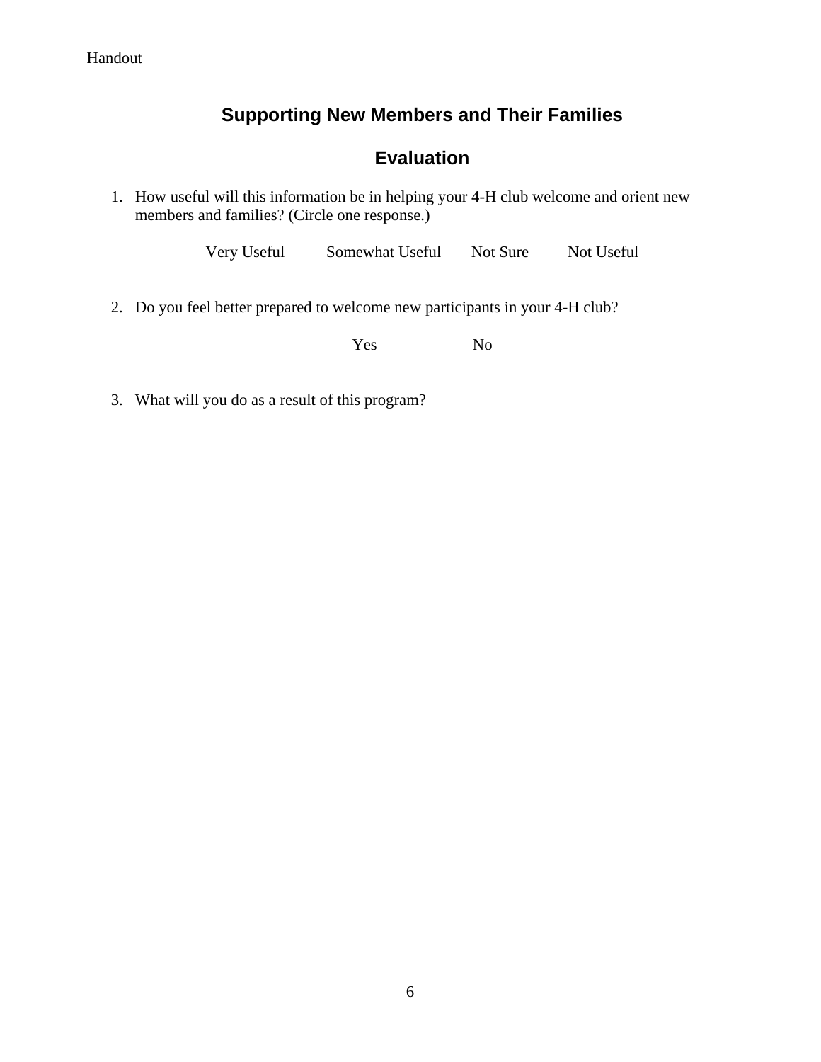Handout

## Supporting New Members and Their Families

## Evaluation

1. How useful will this information be in helping your 4-H club welcome and orient new members and families? (Circle one response.)

   Very Useful     Somewhat Useful     Not Sure     Not Useful

2. Do you feel better prepared to welcome new participants in your 4-H club?

   Yes     No

3. What will you do as a result of this program?